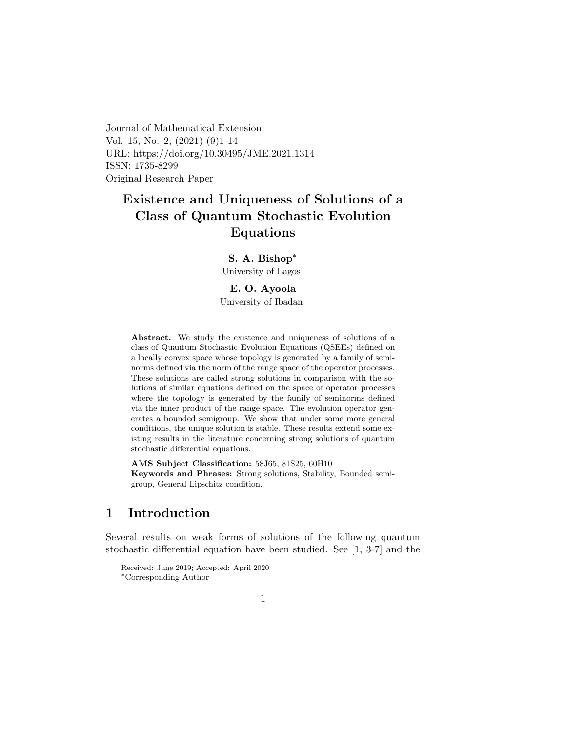Journal of Mathematical Extension
Vol. 15, No. 2, (2021) (9)1-14
URL: https://doi.org/10.30495/JME.2021.1314
ISSN: 1735-8299
Original Research Paper

# Existence and Uniqueness of Solutions of a Class of Quantum Stochastic Evolution Equations

**S. A. Bishop***
University of Lagos

**E. O. Ayoola**
University of Ibadan

**Abstract.** We study the existence and uniqueness of solutions of a class of Quantum Stochastic Evolution Equations (QSEEs) defined on a locally convex space whose topology is generated by a family of seminorms defined via the norm of the range space of the operator processes. These solutions are called strong solutions in comparison with the solutions of similar equations defined on the space of operator processes where the topology is generated by the family of seminorms defined via the inner product of the range space. The evolution operator generates a bounded semigroup. We show that under some more general conditions, the unique solution is stable. These results extend some existing results in the literature concerning strong solutions of quantum stochastic differential equations.

**AMS Subject Classification:** 58J65, 81S25, 60H10
**Keywords and Phrases:** Strong solutions, Stability, Bounded semigroup, General Lipschitz condition.

## 1 Introduction

Several results on weak forms of solutions of the following quantum stochastic differential equation have been studied. See [1, 3-7] and the

Received: June 2019; Accepted: April 2020
*Corresponding Author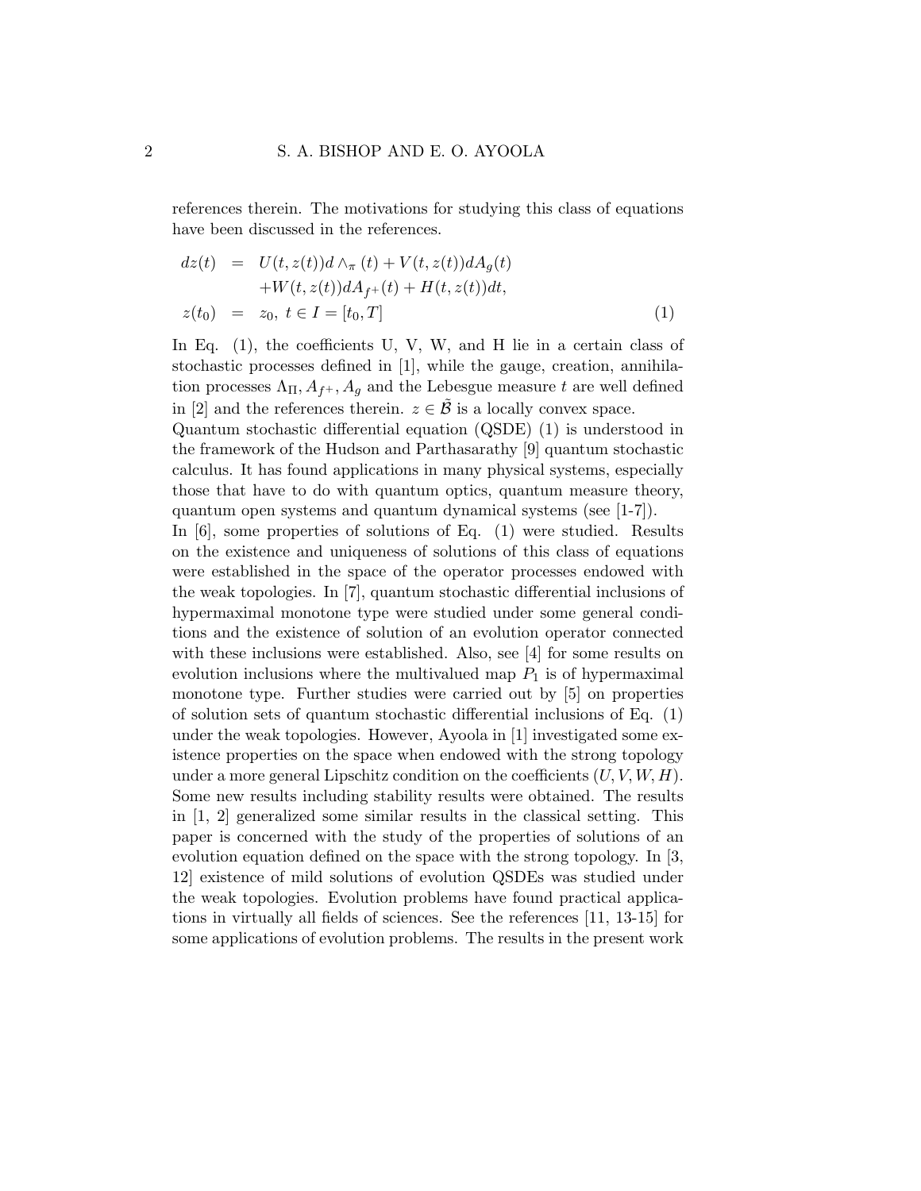references therein. The motivations for studying this class of equations have been discussed in the references.

$$
\begin{aligned}
dz(t) &= U(t, z(t))d \wedge_{\pi} (t) + V(t, z(t))dA_g(t) \\
&\quad + W(t, z(t))dA_{f^+}(t) + H(t, z(t))dt, \\
z(t_0) &= z_0, \; t \in I = [t_0, T] \qquad (1)
\end{aligned}
$$

In Eq. (1), the coefficients U, V, W, and H lie in a certain class of stochastic processes defined in [1], while the gauge, creation, annihilation processes $\Lambda_{\Pi}, A_{f^+}, A_g$ and the Lebesgue measure $t$ are well defined in [2] and the references therein. $z \in \tilde{\mathcal{B}}$ is a locally convex space.

Quantum stochastic differential equation (QSDE) (1) is understood in the framework of the Hudson and Parthasarathy [9] quantum stochastic calculus. It has found applications in many physical systems, especially those that have to do with quantum optics, quantum measure theory, quantum open systems and quantum dynamical systems (see [1-7]).

In [6], some properties of solutions of Eq. (1) were studied. Results on the existence and uniqueness of solutions of this class of equations were established in the space of the operator processes endowed with the weak topologies. In [7], quantum stochastic differential inclusions of hypermaximal monotone type were studied under some general conditions and the existence of solution of an evolution operator connected with these inclusions were established. Also, see [4] for some results on evolution inclusions where the multivalued map $P_1$ is of hypermaximal monotone type. Further studies were carried out by [5] on properties of solution sets of quantum stochastic differential inclusions of Eq. (1) under the weak topologies. However, Ayoola in [1] investigated some existence properties on the space when endowed with the strong topology under a more general Lipschitz condition on the coefficients $(U, V, W, H)$. Some new results including stability results were obtained. The results in [1, 2] generalized some similar results in the classical setting. This paper is concerned with the study of the properties of solutions of an evolution equation defined on the space with the strong topology. In [3, 12] existence of mild solutions of evolution QSDEs was studied under the weak topologies. Evolution problems have found practical applications in virtually all fields of sciences. See the references [11, 13-15] for some applications of evolution problems. The results in the present work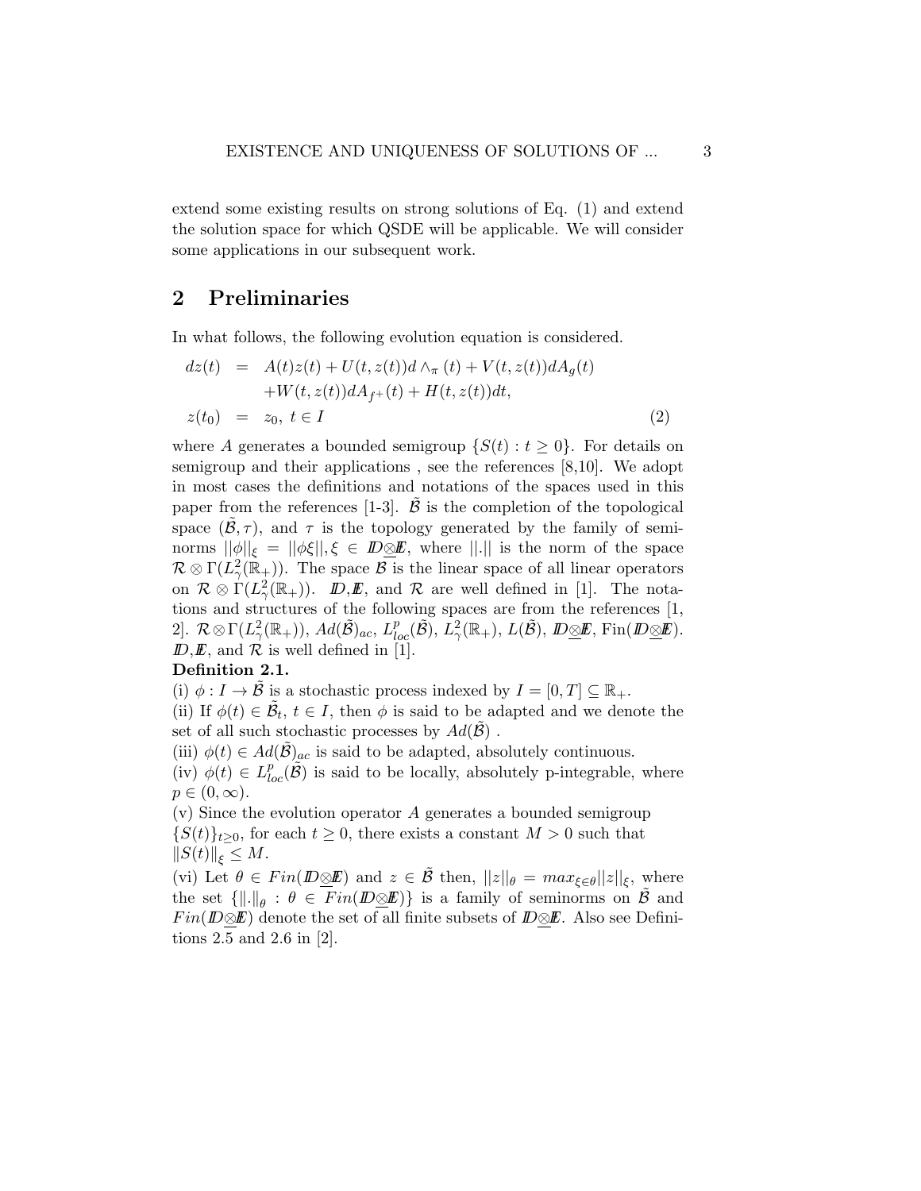extend some existing results on strong solutions of Eq. (1) and extend the solution space for which QSDE will be applicable. We will consider some applications in our subsequent work.

## 2 Preliminaries

In what follows, the following evolution equation is considered.

$$
\begin{aligned}
dz(t) &= A(t)z(t) + U(t, z(t))d\wedge_{\pi}(t) + V(t, z(t))dA_g(t) \\
&\quad + W(t, z(t))dA_{f^+}(t) + H(t, z(t))dt, \\
z(t_0) &= z_0, \ t \in I
\end{aligned} \tag{2}
$$

where $A$ generates a bounded semigroup $\{S(t) : t \geq 0\}$. For details on semigroup and their applications , see the references [8,10]. We adopt in most cases the definitions and notations of the spaces used in this paper from the references [1-3]. $\tilde{\mathcal{B}}$ is the completion of the topological space $(\tilde{\mathcal{B}}, \tau)$, and $\tau$ is the topology generated by the family of seminorms $||\phi||_{\xi} = ||\phi\xi||, \xi \in I\!\!D\underline{\otimes}I\!\!E$, where $||.||$ is the norm of the space $\mathcal{R} \otimes \Gamma(L^2_{\gamma}(\mathbb{R}_+))$. The space $\mathcal{B}$ is the linear space of all linear operators on $\mathcal{R} \otimes \Gamma(L^2_{\gamma}(\mathbb{R}_+))$. $I\!\!D, I\!\!E$, and $\mathcal{R}$ are well defined in [1]. The notations and structures of the following spaces are from the references [1, 2]. $\mathcal{R} \otimes \Gamma(L^2_{\gamma}(\mathbb{R}_+))$, $Ad(\tilde{\mathcal{B}})_{ac}$, $L^p_{loc}(\tilde{\mathcal{B}})$, $L^2_{\gamma}(\mathbb{R}_+)$, $L(\tilde{\mathcal{B}})$, $I\!\!D\underline{\otimes}I\!\!E$, Fin($I\!\!D\underline{\otimes}I\!\!E$). $I\!\!D, I\!\!E$, and $\mathcal{R}$ is well defined in [1].

**Definition 2.1.**

(i) $\phi : I \to \tilde{\mathcal{B}}$ is a stochastic process indexed by $I = [0, T] \subseteq \mathbb{R}_+$.

(ii) If $\phi(t) \in \tilde{\mathcal{B}}_t$, $t \in I$, then $\phi$ is said to be adapted and we denote the set of all such stochastic processes by $Ad(\tilde{\mathcal{B}})$ .

(iii) $\phi(t) \in Ad(\tilde{\mathcal{B}})_{ac}$ is said to be adapted, absolutely continuous.

(iv) $\phi(t) \in L^p_{loc}(\tilde{\mathcal{B}})$ is said to be locally, absolutely p-integrable, where $p \in (0, \infty)$.

(v) Since the evolution operator $A$ generates a bounded semigroup $\{S(t)\}_{t \geq 0}$, for each $t \geq 0$, there exists a constant $M > 0$ such that $\|S(t)\|_{\xi} \leq M$.

(vi) Let $\theta \in Fin(I\!\!D\underline{\otimes}I\!\!E)$ and $z \in \tilde{\mathcal{B}}$ then, $||z||_{\theta} = max_{\xi \in \theta}||z||_{\xi}$, where the set $\{\|.\|_{\theta} : \theta \in Fin(I\!\!D\underline{\otimes}I\!\!E)\}$ is a family of seminorms on $\tilde{\mathcal{B}}$ and $Fin(I\!\!D\underline{\otimes}I\!\!E)$ denote the set of all finite subsets of $I\!\!D\underline{\otimes}I\!\!E$. Also see Definitions 2.5 and 2.6 in [2].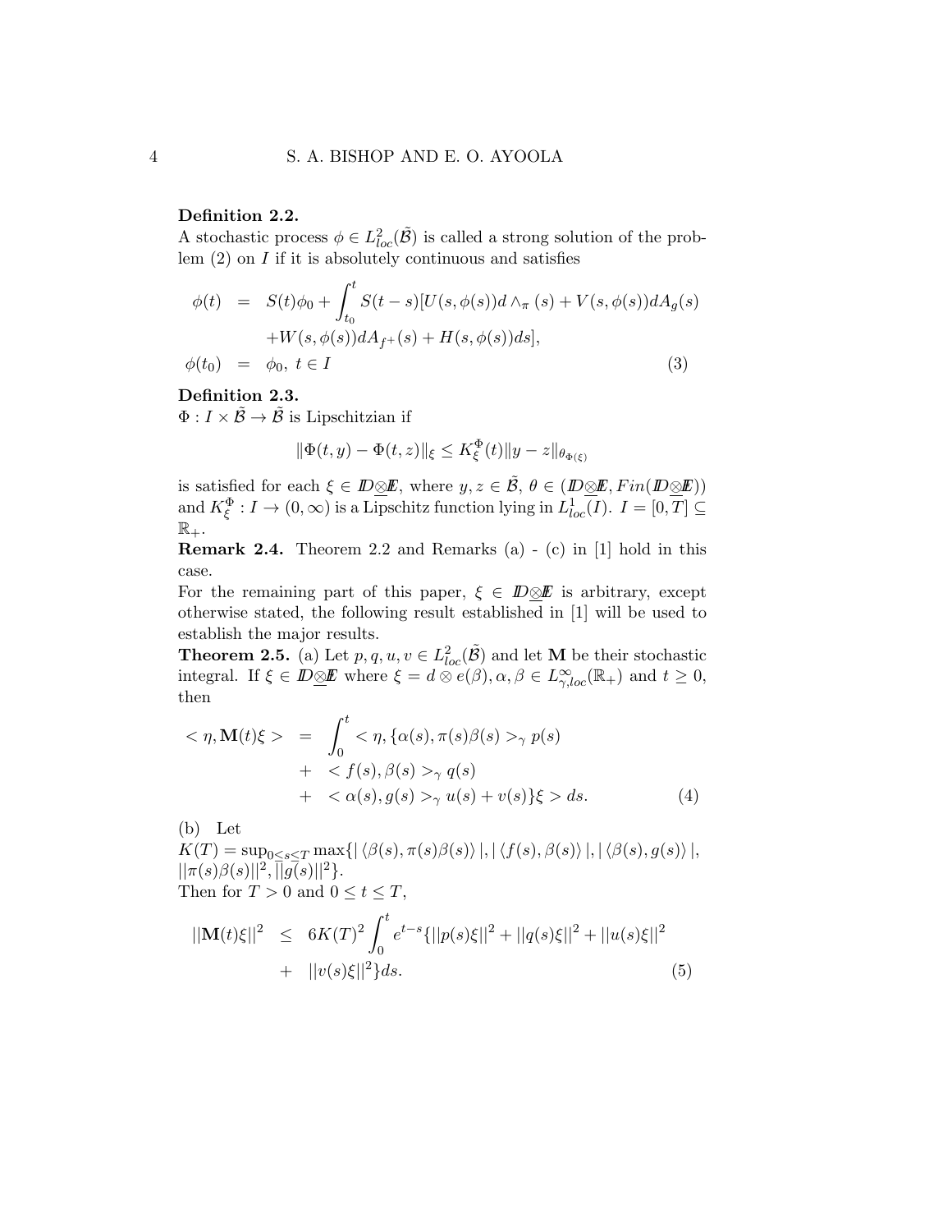**Definition 2.2.**
A stochastic process $\phi \in L^2_{loc}(\tilde{\mathcal{B}})$ is called a strong solution of the problem (2) on $I$ if it is absolutely continuous and satisfies

$$
\begin{aligned}
\phi(t) &= S(t)\phi_0 + \int_{t_0}^{t} S(t-s)[U(s,\phi(s))d\wedge_\pi(s) + V(s,\phi(s))dA_g(s) \\
&\quad + W(s,\phi(s))dA_{f^+}(s) + H(s,\phi(s))ds], \\
\phi(t_0) &= \phi_0,\ t \in I
\end{aligned}
\tag{3}
$$

**Definition 2.3.**
$\Phi : I \times \tilde{\mathcal{B}} \to \tilde{\mathcal{B}}$ is Lipschitzian if

$$
\|\Phi(t,y) - \Phi(t,z)\|_\xi \le K_\xi^\Phi(t)\|y - z\|_{\theta_{\Phi(\xi)}}
$$

is satisfied for each $\xi \in I\!D\underline{\otimes}I\!E$, where $y, z \in \tilde{\mathcal{B}}$, $\theta \in (I\!D\underline{\otimes}I\!E, Fin(I\!D\underline{\otimes}I\!E))$ and $K_\xi^\Phi : I \to (0,\infty)$ is a Lipschitz function lying in $L^1_{loc}(I)$. $I = [0,T] \subseteq \mathbb{R}_+$.

**Remark 2.4.** Theorem 2.2 and Remarks (a) - (c) in [1] hold in this case.

For the remaining part of this paper, $\xi \in I\!D\underline{\otimes}I\!E$ is arbitrary, except otherwise stated, the following result established in [1] will be used to establish the major results.

**Theorem 2.5.** (a) Let $p, q, u, v \in L^2_{loc}(\tilde{\mathcal{B}})$ and let $\mathbf{M}$ be their stochastic integral. If $\xi \in I\!D\underline{\otimes}I\!E$ where $\xi = d \otimes e(\beta), \alpha, \beta \in L^\infty_{\gamma,loc}(\mathbb{R}_+)$ and $t \ge 0$, then

$$
\begin{aligned}
<\eta, \mathbf{M}(t)\xi> &= \int_0^t <\eta, \{\alpha(s), \pi(s)\beta(s)>_\gamma p(s) \\
&\quad + <f(s), \beta(s)>_\gamma q(s) \\
&\quad + <\alpha(s), g(s)>_\gamma u(s) + v(s)\}\xi> ds.
\end{aligned}
\tag{4}
$$

(b) Let
$K(T) = \sup_{0\le s\le T} \max\{|\langle\beta(s), \pi(s)\beta(s)\rangle|, |\langle f(s), \beta(s)\rangle|, |\langle\beta(s), g(s)\rangle|, ||\pi(s)\beta(s)||^2, ||g(s)||^2\}$.
Then for $T > 0$ and $0 \le t \le T$,

$$
\begin{aligned}
||\mathbf{M}(t)\xi||^2 &\le 6K(T)^2 \int_0^t e^{t-s}\{||p(s)\xi||^2 + ||q(s)\xi||^2 + ||u(s)\xi||^2 \\
&\quad + ||v(s)\xi||^2\}ds.
\end{aligned}
\tag{5}
$$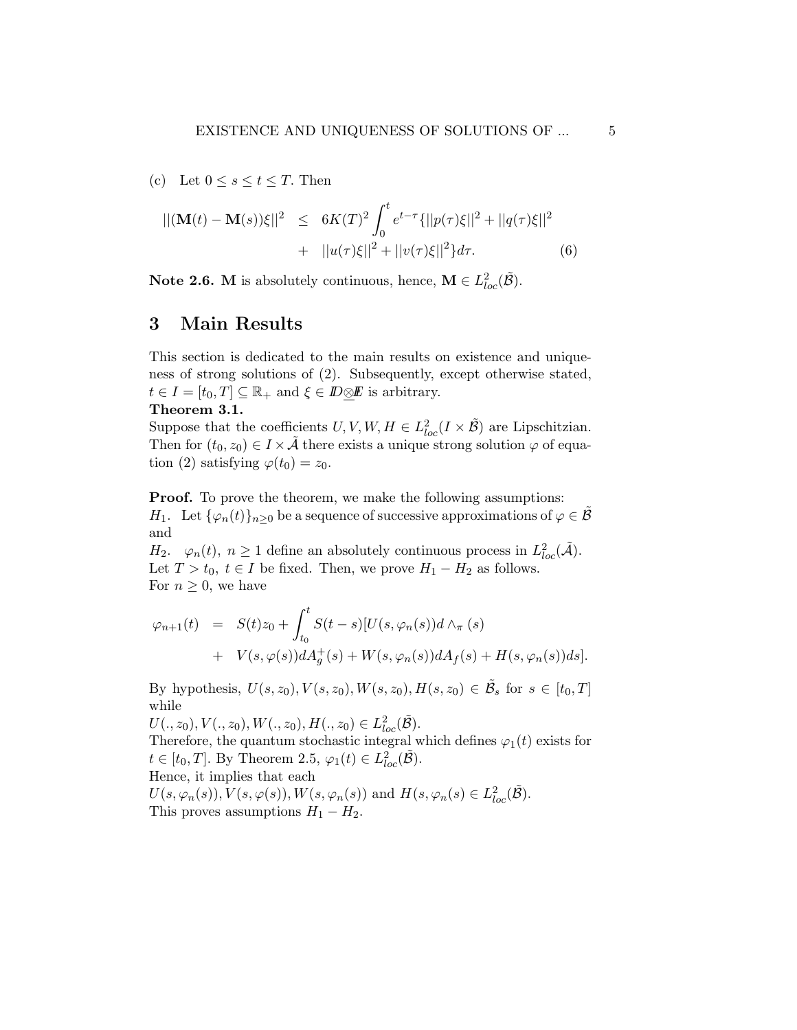(c) Let $0 \leq s \leq t \leq T$. Then

$$
\begin{aligned}
||(\mathbf{M}(t) - \mathbf{M}(s))\xi||^2 &\leq 6K(T)^2 \int_0^t e^{t-\tau}\{||p(\tau)\xi||^2 + ||q(\tau)\xi||^2 \\
&+ ||u(\tau)\xi||^2 + ||v(\tau)\xi||^2\} d\tau. \qquad (6)
\end{aligned}
$$

**Note 2.6.** $\mathbf{M}$ is absolutely continuous, hence, $\mathbf{M} \in L^2_{loc}(\tilde{\mathcal{B}})$.

## 3 Main Results

This section is dedicated to the main results on existence and uniqueness of strong solutions of (2). Subsequently, except otherwise stated, $t \in I = [t_0, T] \subseteq \mathbb{R}_+$ and $\xi \in I\!D \underline{\otimes} I\!E$ is arbitrary.

**Theorem 3.1.**
Suppose that the coefficients $U, V, W, H \in L^2_{loc}(I \times \tilde{\mathcal{B}})$ are Lipschitzian. Then for $(t_0, z_0) \in I \times \tilde{\mathcal{A}}$ there exists a unique strong solution $\varphi$ of equation (2) satisfying $\varphi(t_0) = z_0$.

**Proof.** To prove the theorem, we make the following assumptions:
$H_1$. Let $\{\varphi_n(t)\}_{n \geq 0}$ be a sequence of successive approximations of $\varphi \in \tilde{\mathcal{B}}$ and
$H_2$. $\varphi_n(t)$, $n \geq 1$ define an absolutely continuous process in $L^2_{loc}(\tilde{\mathcal{A}})$.
Let $T > t_0$, $t \in I$ be fixed. Then, we prove $H_1 - H_2$ as follows.
For $n \geq 0$, we have

$$
\begin{aligned}
\varphi_{n+1}(t) &= S(t)z_0 + \int_{t_0}^t S(t-s)[U(s, \varphi_n(s)) d\wedge_\pi (s) \\
&+ V(s, \varphi(s)) dA_g^+(s) + W(s, \varphi_n(s)) dA_f(s) + H(s, \varphi_n(s)) ds].
\end{aligned}
$$

By hypothesis, $U(s, z_0), V(s, z_0), W(s, z_0), H(s, z_0) \in \tilde{\mathcal{B}}_s$ for $s \in [t_0, T]$ while
$U(., z_0), V(., z_0), W(., z_0), H(., z_0) \in L^2_{loc}(\tilde{\mathcal{B}})$.
Therefore, the quantum stochastic integral which defines $\varphi_1(t)$ exists for $t \in [t_0, T]$. By Theorem 2.5, $\varphi_1(t) \in L^2_{loc}(\tilde{\mathcal{B}})$.
Hence, it implies that each
$U(s, \varphi_n(s)), V(s, \varphi(s)), W(s, \varphi_n(s))$ and $H(s, \varphi_n(s) \in L^2_{loc}(\tilde{\mathcal{B}})$.
This proves assumptions $H_1 - H_2$.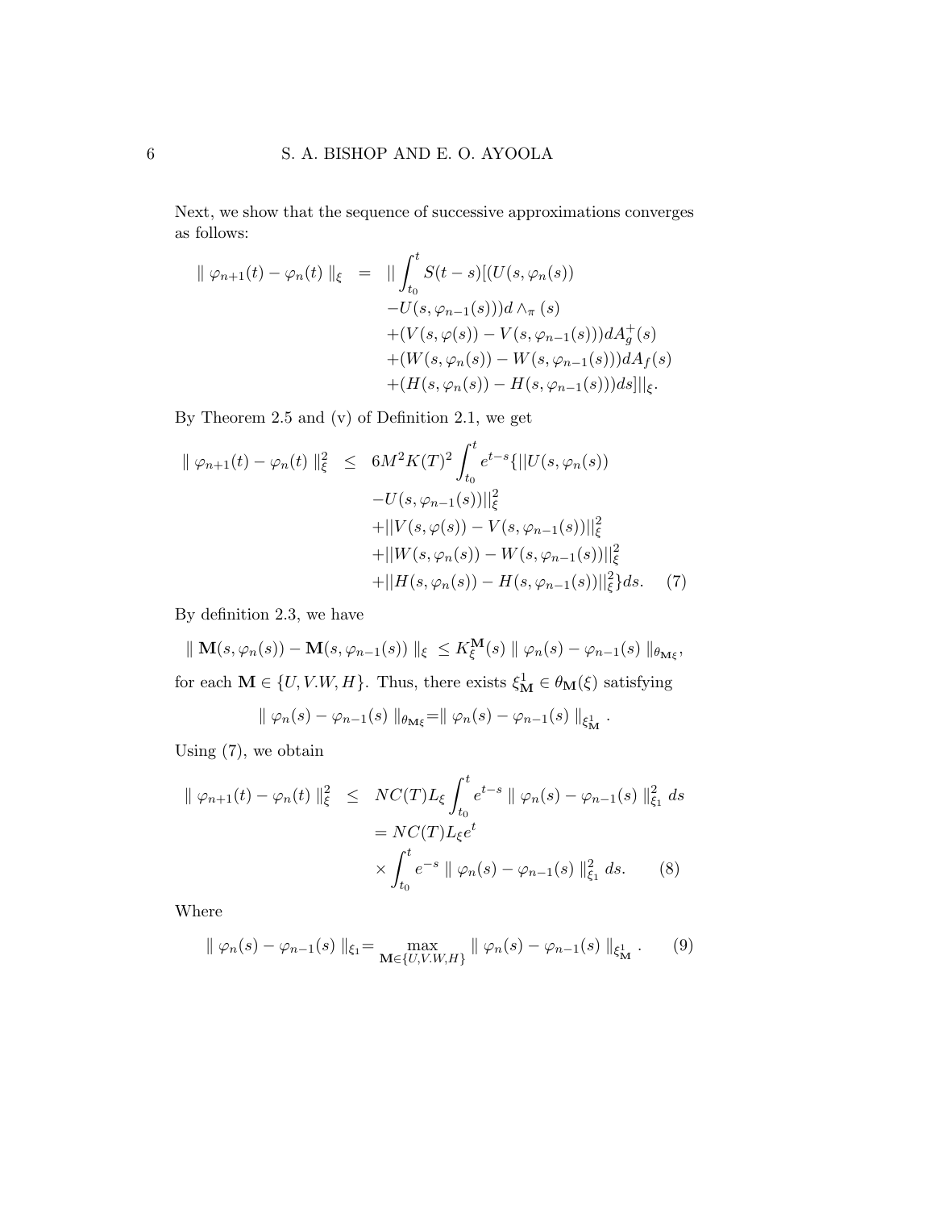Next, we show that the sequence of successive approximations converges as follows:

$$
\begin{aligned}
\parallel \varphi_{n+1}(t) - \varphi_n(t) \parallel_\xi \quad = \quad & || \int_{t_0}^{t} S(t-s)[(U(s, \varphi_n(s)) \\
& -U(s, \varphi_{n-1}(s)))d \wedge_\pi (s) \\
& +(V(s, \varphi(s)) - V(s, \varphi_{n-1}(s)))dA_g^+(s) \\
& +(W(s, \varphi_n(s)) - W(s, \varphi_{n-1}(s)))dA_f(s) \\
& +(H(s, \varphi_n(s)) - H(s, \varphi_{n-1}(s)))ds]||_\xi.
\end{aligned}
$$

By Theorem 2.5 and (v) of Definition 2.1, we get

$$
\begin{aligned}
\parallel \varphi_{n+1}(t) - \varphi_n(t) \parallel_\xi^2 \quad \leq \quad & 6M^2K(T)^2 \int_{t_0}^{t} e^{t-s}\{||U(s, \varphi_n(s)) \\
& -U(s, \varphi_{n-1}(s))||_\xi^2 \\
& +||V(s, \varphi(s)) - V(s, \varphi_{n-1}(s))||_\xi^2 \\
& +||W(s, \varphi_n(s)) - W(s, \varphi_{n-1}(s))||_\xi^2 \\
& +||H(s, \varphi_n(s)) - H(s, \varphi_{n-1}(s))||_\xi^2\}ds. \qquad (7)
\end{aligned}
$$

By definition 2.3, we have

$$
\parallel \mathbf{M}(s, \varphi_n(s)) - \mathbf{M}(s, \varphi_{n-1}(s)) \parallel_\xi \ \leq K_\xi^{\mathbf{M}}(s) \parallel \varphi_n(s) - \varphi_{n-1}(s) \parallel_{\theta_{\mathbf{M}\xi}},
$$

for each $\mathbf{M} \in \{U, V.W, H\}$. Thus, there exists $\xi_{\mathbf{M}}^1 \in \theta_{\mathbf{M}}(\xi)$ satisfying

$$
\parallel \varphi_n(s) - \varphi_{n-1}(s) \parallel_{\theta_{\mathbf{M}\xi}} = \parallel \varphi_n(s) - \varphi_{n-1}(s) \parallel_{\xi_{\mathbf{M}}^1}.
$$

Using (7), we obtain

$$
\begin{aligned}
\parallel \varphi_{n+1}(t) - \varphi_n(t) \parallel_\xi^2 \quad \leq \quad & NC(T)L_\xi \int_{t_0}^{t} e^{t-s} \parallel \varphi_n(s) - \varphi_{n-1}(s) \parallel_{\xi_1}^2 \, ds \\
& = NC(T)L_\xi e^t \\
& \times \int_{t_0}^{t} e^{-s} \parallel \varphi_n(s) - \varphi_{n-1}(s) \parallel_{\xi_1}^2 \, ds. \qquad (8)
\end{aligned}
$$

Where

$$
\parallel \varphi_n(s) - \varphi_{n-1}(s) \parallel_{\xi_1} = \max_{\mathbf{M} \in \{U, V.W, H\}} \parallel \varphi_n(s) - \varphi_{n-1}(s) \parallel_{\xi_{\mathbf{M}}^1}. \qquad (9)
$$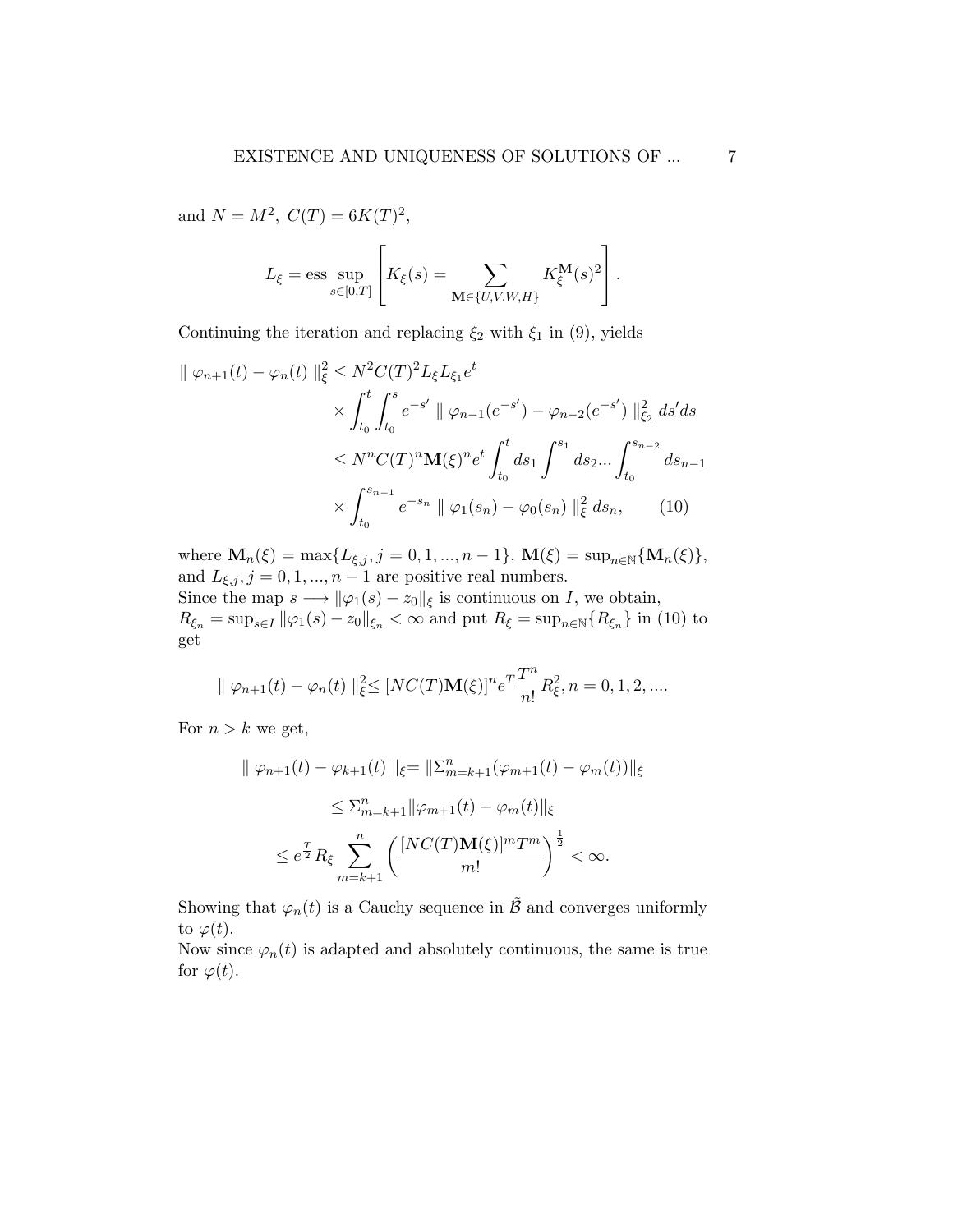and $N = M^2,\ C(T) = 6K(T)^2$,

$$L_\xi = \text{ess}\sup_{s\in[0,T]} \left[ K_\xi(s) = \sum_{\mathbf{M}\in\{U,V.W,H\}} K_\xi^{\mathbf{M}}(s)^2 \right].$$

Continuing the iteration and replacing $\xi_2$ with $\xi_1$ in (9), yields

$$\begin{aligned}
\| \varphi_{n+1}(t) - \varphi_n(t) \|_\xi^2 &\leq N^2 C(T)^2 L_\xi L_{\xi_1} e^t \\
&\quad \times \int_{t_0}^t \int_{t_0}^s e^{-s'} \| \varphi_{n-1}(e^{-s'}) - \varphi_{n-2}(e^{-s'}) \|_{\xi_2}^2 \, ds' ds \\
&\leq N^n C(T)^n \mathbf{M}(\xi)^n e^t \int_{t_0}^t ds_1 \int^{s_1} ds_2 ... \int_{t_0}^{s_{n-2}} ds_{n-1} \\
&\quad \times \int_{t_0}^{s_{n-1}} e^{-s_n} \| \varphi_1(s_n) - \varphi_0(s_n) \|_\xi^2 \, ds_n, \qquad (10)
\end{aligned}$$

where $\mathbf{M}_n(\xi) = \max\{L_{\xi,j}, j = 0, 1, ..., n-1\}$, $\mathbf{M}(\xi) = \sup_{n\in\mathbb{N}}\{\mathbf{M}_n(\xi)\}$, and $L_{\xi,j}, j = 0, 1, ..., n-1$ are positive real numbers.
Since the map $s \longrightarrow \|\varphi_1(s) - z_0\|_\xi$ is continuous on $I$, we obtain, $R_{\xi_n} = \sup_{s\in I} \|\varphi_1(s) - z_0\|_{\xi_n} < \infty$ and put $R_\xi = \sup_{n\in\mathbb{N}}\{R_{\xi_n}\}$ in (10) to get

$$\| \varphi_{n+1}(t) - \varphi_n(t) \|_\xi^2 \leq [NC(T)\mathbf{M}(\xi)]^n e^T \frac{T^n}{n!} R_\xi^2, n = 0, 1, 2, ....$$

For $n > k$ we get,

$$\begin{aligned}
\| \varphi_{n+1}(t) - \varphi_{k+1}(t) \|_\xi &= \|\Sigma_{m=k+1}^n (\varphi_{m+1}(t) - \varphi_m(t))\|_\xi \\
&\leq \Sigma_{m=k+1}^n \|\varphi_{m+1}(t) - \varphi_m(t)\|_\xi \\
&\leq e^{\frac{T}{2}} R_\xi \sum_{m=k+1}^n \left( \frac{[NC(T)\mathbf{M}(\xi)]^m T^m}{m!} \right)^{\frac{1}{2}} < \infty.
\end{aligned}$$

Showing that $\varphi_n(t)$ is a Cauchy sequence in $\tilde{\mathcal{B}}$ and converges uniformly to $\varphi(t)$.
Now since $\varphi_n(t)$ is adapted and absolutely continuous, the same is true for $\varphi(t)$.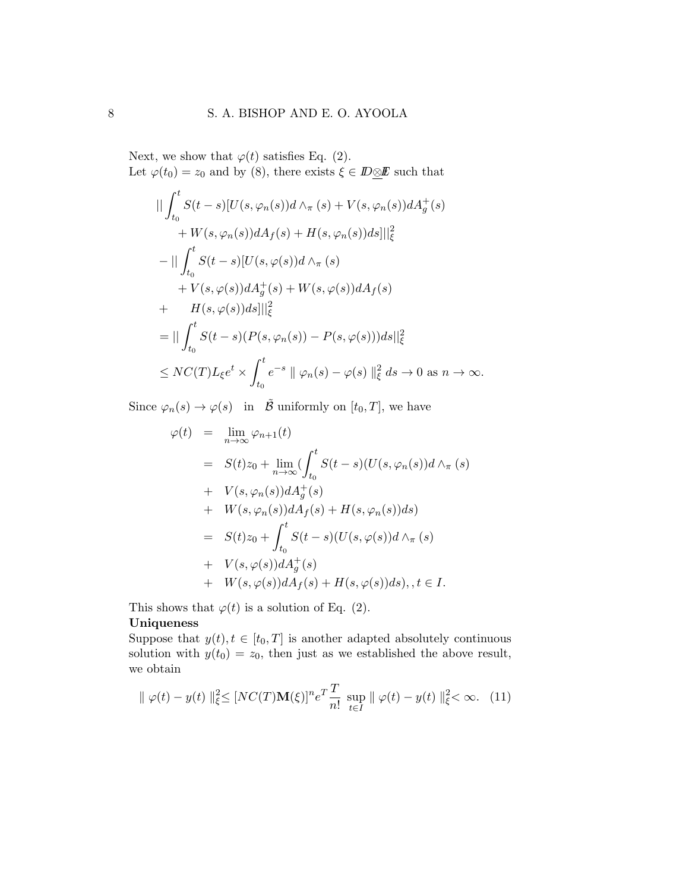Next, we show that $\varphi(t)$ satisfies Eq. (2).
Let $\varphi(t_0) = z_0$ and by (8), there exists $\xi \in I\!\!D\underline{\otimes} I\!\!E$ such that

$$
\begin{aligned}
&|| \int_{t_0}^{t} S(t-s)[U(s,\varphi_n(s))d\wedge_\pi(s) + V(s,\varphi_n(s))dA_g^+(s) \\
&\quad + W(s,\varphi_n(s))dA_f(s) + H(s,\varphi_n(s))ds]||_\xi^2 \\
&- || \int_{t_0}^{t} S(t-s)[U(s,\varphi(s))d\wedge_\pi(s) \\
&\quad + V(s,\varphi(s))dA_g^+(s) + W(s,\varphi(s))dA_f(s) \\
&+ \quad H(s,\varphi(s))ds]||_\xi^2 \\
&= || \int_{t_0}^{t} S(t-s)(P(s,\varphi_n(s)) - P(s,\varphi(s)))ds||_\xi^2 \\
&\leq NC(T)L_\xi e^t \times \int_{t_0}^{t} e^{-s} \parallel \varphi_n(s) - \varphi(s) \parallel_\xi^2 ds \to 0 \text{ as } n \to \infty.
\end{aligned}
$$

Since $\varphi_n(s) \to \varphi(s)$ in $\tilde{\mathcal{B}}$ uniformly on $[t_0, T]$, we have

$$
\begin{aligned}
\varphi(t) &= \lim_{n\to\infty} \varphi_{n+1}(t) \\
&= S(t)z_0 + \lim_{n\to\infty} (\int_{t_0}^{t} S(t-s)(U(s,\varphi_n(s))d\wedge_\pi(s) \\
&+ \quad V(s,\varphi_n(s))dA_g^+(s) \\
&+ \quad W(s,\varphi_n(s))dA_f(s) + H(s,\varphi_n(s))ds) \\
&= S(t)z_0 + \int_{t_0}^{t} S(t-s)(U(s,\varphi(s))d\wedge_\pi(s) \\
&+ \quad V(s,\varphi(s))dA_g^+(s) \\
&+ \quad W(s,\varphi(s))dA_f(s) + H(s,\varphi(s))ds), , t \in I.
\end{aligned}
$$

This shows that $\varphi(t)$ is a solution of Eq. (2).

**Uniqueness**

Suppose that $y(t), t \in [t_0, T]$ is another adapted absolutely continuous solution with $y(t_0) = z_0$, then just as we established the above result, we obtain

$$
\parallel \varphi(t) - y(t) \parallel_\xi^2 \leq [NC(T)\mathbf{M}(\xi)]^n e^T \frac{T}{n!} \sup_{t\in I} \parallel \varphi(t) - y(t) \parallel_\xi^2 < \infty. \quad (11)
$$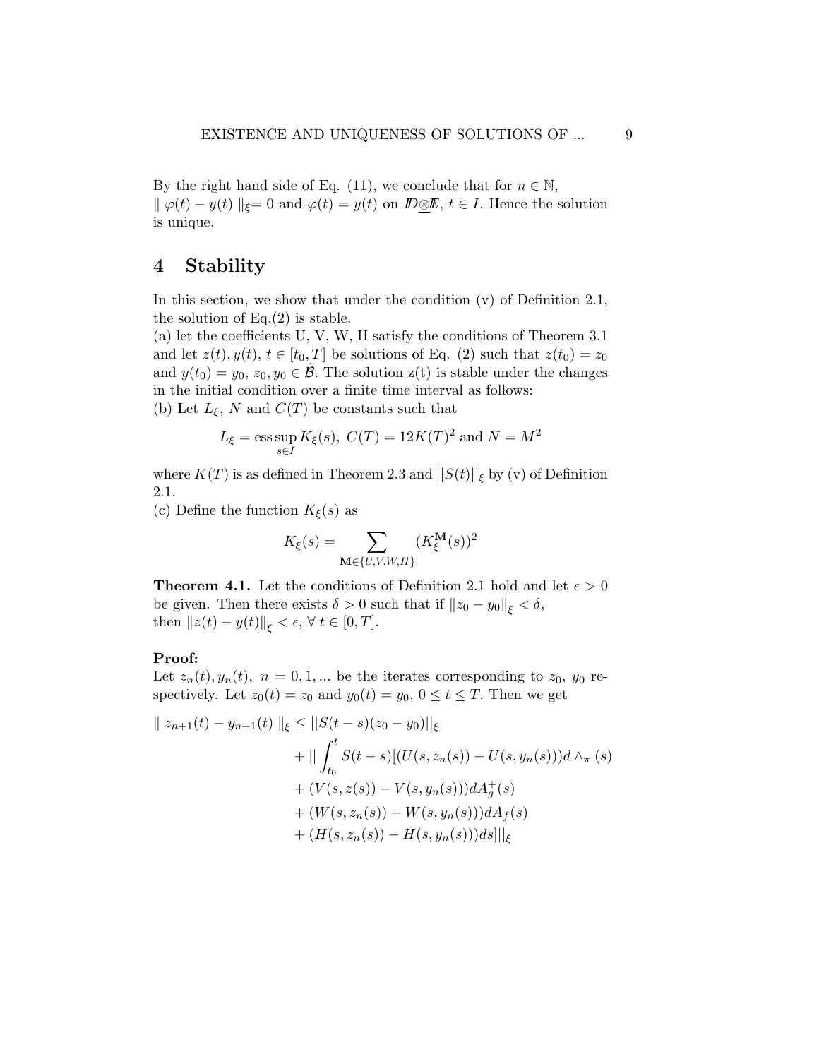By the right hand side of Eq. (11), we conclude that for $n \in \mathbb{N}$, $\| \varphi(t) - y(t) \|_\xi = 0$ and $\varphi(t) = y(t)$ on $I\!D \underline{\otimes} I\!E$, $t \in I$. Hence the solution is unique.

## 4 Stability

In this section, we show that under the condition (v) of Definition 2.1, the solution of Eq.(2) is stable.

(a) let the coefficients U, V, W, H satisfy the conditions of Theorem 3.1 and let $z(t), y(t)$, $t \in [t_0, T]$ be solutions of Eq. (2) such that $z(t_0) = z_0$ and $y(t_0) = y_0$, $z_0, y_0 \in \tilde{\mathcal{B}}$. The solution z(t) is stable under the changes in the initial condition over a finite time interval as follows:

(b) Let $L_\xi$, $N$ and $C(T)$ be constants such that

$$L_\xi = \operatorname*{ess\,sup}_{s \in I} K_\xi(s), \; C(T) = 12K(T)^2 \text{ and } N = M^2$$

where $K(T)$ is as defined in Theorem 2.3 and $||S(t)||_\xi$ by (v) of Definition 2.1.

(c) Define the function $K_\xi(s)$ as

$$K_\xi(s) = \sum_{\mathbf{M} \in \{U, V. W, H\}} (K_\xi^{\mathbf{M}}(s))^2$$

**Theorem 4.1.** Let the conditions of Definition 2.1 hold and let $\epsilon > 0$ be given. Then there exists $\delta > 0$ such that if $\|z_0 - y_0\|_\xi < \delta$, then $\|z(t) - y(t)\|_\xi < \epsilon$, $\forall\, t \in [0, T]$.

**Proof:**

Let $z_n(t), y_n(t)$, $n = 0, 1, ...$ be the iterates corresponding to $z_0$, $y_0$ respectively. Let $z_0(t) = z_0$ and $y_0(t) = y_0$, $0 \leq t \leq T$. Then we get

$$\begin{aligned}
\| z_{n+1}(t) - y_{n+1}(t) \|_\xi \leq & \; ||S(t-s)(z_0 - y_0)||_\xi \\
& + || \int_{t_0}^{t} S(t-s)[(U(s, z_n(s)) - U(s, y_n(s)))d \wedge_\pi (s) \\
& + (V(s, z(s)) - V(s, y_n(s)))dA_g^+(s) \\
& + (W(s, z_n(s)) - W(s, y_n(s)))dA_f(s) \\
& + (H(s, z_n(s)) - H(s, y_n(s)))ds]||_\xi
\end{aligned}$$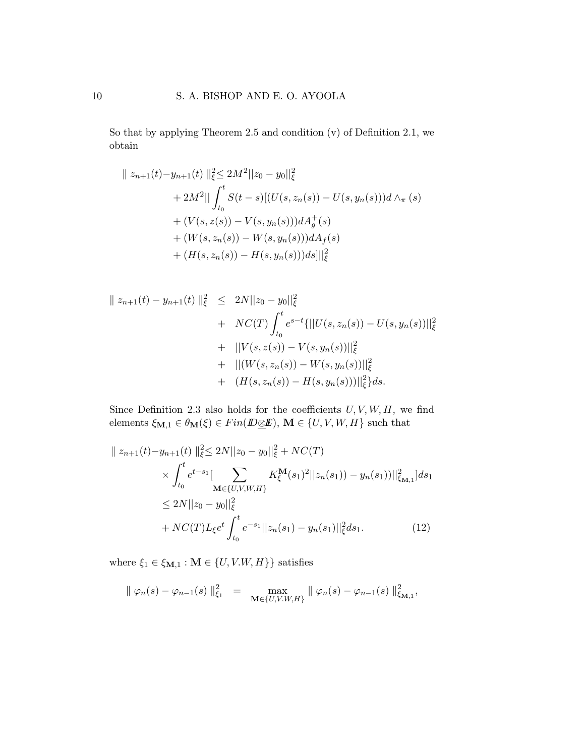So that by applying Theorem 2.5 and condition (v) of Definition 2.1, we obtain

$$
\begin{aligned}
\| z_{n+1}(t)-y_{n+1}(t) \|_{\xi}^{2} \leq\ & 2M^2||z_0-y_0||_{\xi}^{2} \\
& + 2M^2|| \int_{t_0}^{t} S(t-s)[(U(s,z_n(s))-U(s,y_n(s)))d\wedge_{\pi}(s) \\
& + (V(s,z(s))-V(s,y_n(s)))dA_g^{+}(s) \\
& + (W(s,z_n(s))-W(s,y_n(s)))dA_f(s) \\
& + (H(s,z_n(s))-H(s,y_n(s)))ds]||_{\xi}^{2}
\end{aligned}
$$

$$
\begin{aligned}
\| z_{n+1}(t)-y_{n+1}(t) \|_{\xi}^{2} \ \leq\ & 2N||z_0-y_0||_{\xi}^{2} \\
& + NC(T)\int_{t_0}^{t} e^{s-t}\{||U(s,z_n(s))-U(s,y_n(s))||_{\xi}^{2} \\
& + ||V(s,z(s))-V(s,y_n(s))||_{\xi}^{2} \\
& + ||(W(s,z_n(s))-W(s,y_n(s))||_{\xi}^{2} \\
& + (H(s,z_n(s))-H(s,y_n(s)))||_{\xi}^{2}\}ds.
\end{aligned}
$$

Since Definition 2.3 also holds for the coefficients $U, V, W, H$, we find elements $\xi_{\mathbf{M},1} \in \theta_{\mathbf{M}}(\xi) \in Fin(I\!D\underline{\otimes} I\!E)$, $\mathbf{M} \in \{U,V,W,H\}$ such that

$$
\begin{aligned}
\| z_{n+1}(t)-y_{n+1}(t) \|_{\xi}^{2} \leq\ & 2N||z_0-y_0||_{\xi}^{2} + NC(T) \\
& \times \int_{t_0}^{t} e^{t-s_1}[\sum_{\mathbf{M}\in\{U,V,W,H\}} K_{\xi}^{\mathbf{M}}(s_1)^2||z_n(s_1))-y_n(s_1))||_{\xi_{\mathbf{M},1}}^{2}]ds_1 \\
\leq\ & 2N||z_0-y_0||_{\xi}^{2} \\
& + NC(T)L_{\xi}e^{t}\int_{t_0}^{t} e^{-s_1}||z_n(s_1)-y_n(s_1)||_{\xi}^{2}ds_1. \qquad (12)
\end{aligned}
$$

where $\xi_1 \in \xi_{\mathbf{M},1} : \mathbf{M} \in \{U, V.W, H\}\}$ satisfies

$$
\| \varphi_n(s)-\varphi_{n-1}(s) \|_{\xi_1}^{2} \ = \ \max_{\mathbf{M}\in\{U,V.W,H\}} \| \varphi_n(s)-\varphi_{n-1}(s) \|_{\xi_{\mathbf{M},1}}^{2},
$$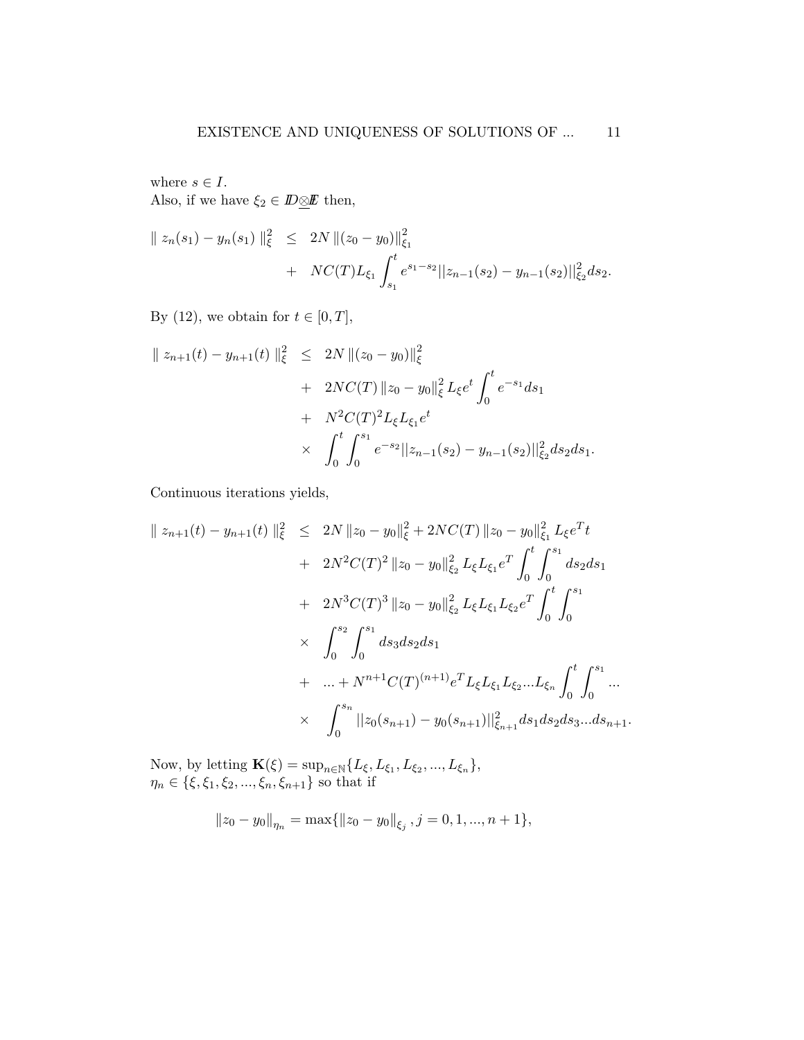where $s \in I$.
Also, if we have $\xi_2 \in \mathbb{D}\underline{\otimes}\mathbb{E}$ then,

$$
\begin{aligned}
\| z_n(s_1) - y_n(s_1) \|_\xi^2 &\leq 2N \|(z_0 - y_0)\|_{\xi_1}^2 \\
&+ NC(T)L_{\xi_1} \int_{s_1}^{t} e^{s_1 - s_2} ||z_{n-1}(s_2) - y_{n-1}(s_2)||_{\xi_2}^2 ds_2.
\end{aligned}
$$

By (12), we obtain for $t \in [0, T]$,

$$
\begin{aligned}
\| z_{n+1}(t) - y_{n+1}(t) \|_\xi^2 &\leq 2N \|(z_0 - y_0)\|_\xi^2 \\
&+ 2NC(T) \|z_0 - y_0\|_\xi^2 L_\xi e^t \int_0^t e^{-s_1} ds_1 \\
&+ N^2 C(T)^2 L_\xi L_{\xi_1} e^t \\
&\times \int_0^t \int_0^{s_1} e^{-s_2} ||z_{n-1}(s_2) - y_{n-1}(s_2)||_{\xi_2}^2 ds_2 ds_1.
\end{aligned}
$$

Continuous iterations yields,

$$
\begin{aligned}
\| z_{n+1}(t) - y_{n+1}(t) \|_\xi^2 &\leq 2N \|z_0 - y_0\|_\xi^2 + 2NC(T) \|z_0 - y_0\|_{\xi_1}^2 L_\xi e^T t \\
&+ 2N^2 C(T)^2 \|z_0 - y_0\|_{\xi_2}^2 L_\xi L_{\xi_1} e^T \int_0^t \int_0^{s_1} ds_2 ds_1 \\
&+ 2N^3 C(T)^3 \|z_0 - y_0\|_{\xi_2}^2 L_\xi L_{\xi_1} L_{\xi_2} e^T \int_0^t \int_0^{s_1} \\
&\times \int_0^{s_2} \int_0^{s_1} ds_3 ds_2 ds_1 \\
&+ \ldots + N^{n+1} C(T)^{(n+1)} e^T L_\xi L_{\xi_1} L_{\xi_2} \ldots L_{\xi_n} \int_0^t \int_0^{s_1} \ldots \\
&\times \int_0^{s_n} ||z_0(s_{n+1}) - y_0(s_{n+1})||_{\xi_{n+1}}^2 ds_1 ds_2 ds_3 \ldots ds_{n+1}.
\end{aligned}
$$

Now, by letting $\mathbf{K}(\xi) = \sup_{n \in \mathbb{N}} \{L_\xi, L_{\xi_1}, L_{\xi_2}, ..., L_{\xi_n}\}$,
$\eta_n \in \{\xi, \xi_1, \xi_2, ..., \xi_n, \xi_{n+1}\}$ so that if

$$
\|z_0 - y_0\|_{\eta_n} = \max\{\|z_0 - y_0\|_{\xi_j}, j = 0, 1, ..., n+1\},
$$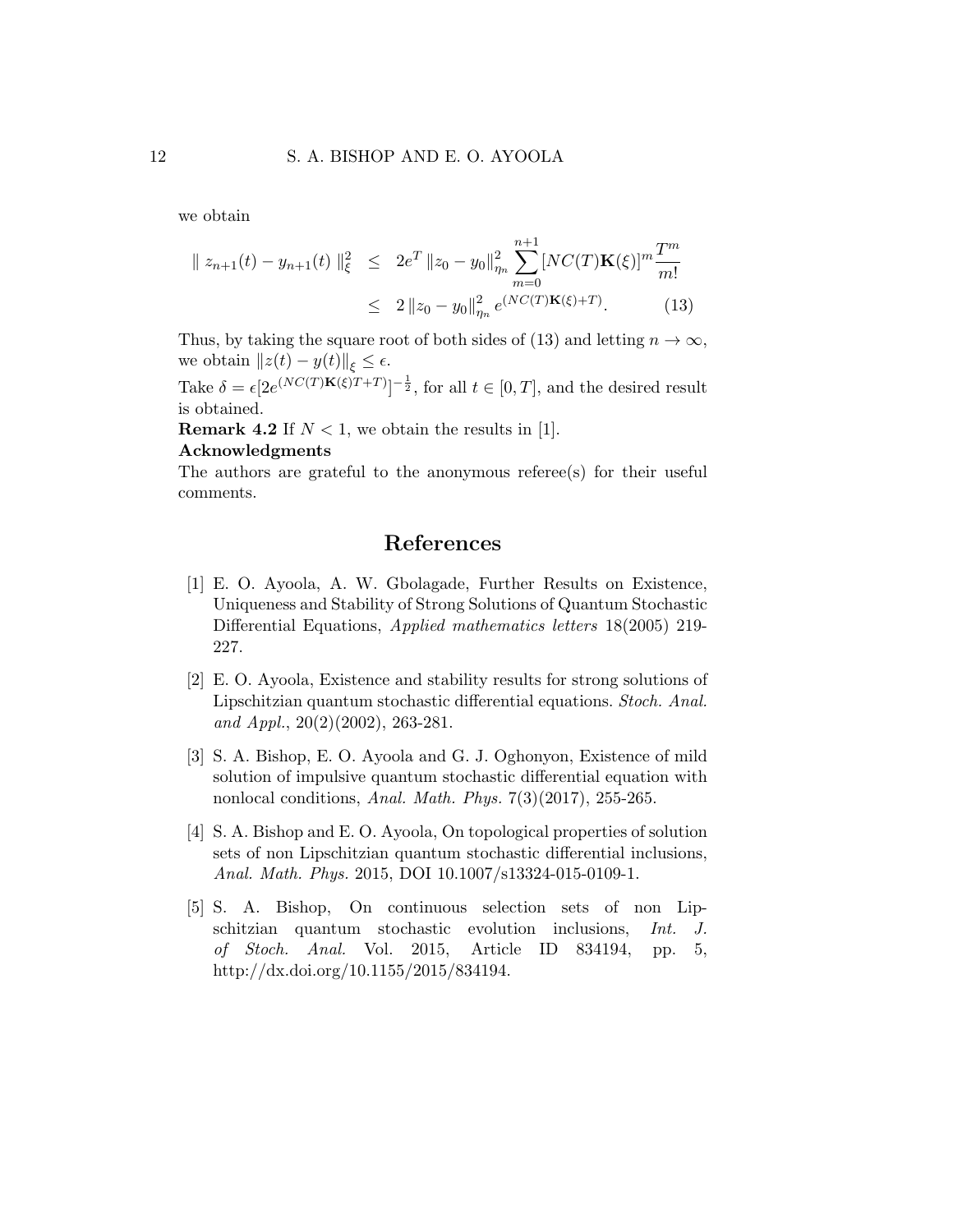we obtain

$$
\begin{aligned}
\| z_{n+1}(t) - y_{n+1}(t) \|_{\xi}^{2} &\leq 2e^{T} \|z_0 - y_0\|_{\eta_n}^{2} \sum_{m=0}^{n+1} [NC(T)\mathbf{K}(\xi)]^{m} \frac{T^{m}}{m!} \\
&\leq 2 \|z_0 - y_0\|_{\eta_n}^{2} e^{(NC(T)\mathbf{K}(\xi)+T)}. \qquad (13)
\end{aligned}
$$

Thus, by taking the square root of both sides of (13) and letting $n \to \infty$, we obtain $\|z(t) - y(t)\|_{\xi} \leq \epsilon$.

Take $\delta = \epsilon[2e^{(NC(T)\mathbf{K}(\xi)T+T)}]^{-\frac{1}{2}}$, for all $t \in [0, T]$, and the desired result is obtained.

**Remark 4.2** If $N < 1$, we obtain the results in [1].

**Acknowledgments**

The authors are grateful to the anonymous referee(s) for their useful comments.

## References

[1] E. O. Ayoola, A. W. Gbolagade, Further Results on Existence, Uniqueness and Stability of Strong Solutions of Quantum Stochastic Differential Equations, *Applied mathematics letters* 18(2005) 219-227.

[2] E. O. Ayoola, Existence and stability results for strong solutions of Lipschitzian quantum stochastic differential equations. *Stoch. Anal. and Appl.*, 20(2)(2002), 263-281.

[3] S. A. Bishop, E. O. Ayoola and G. J. Oghonyon, Existence of mild solution of impulsive quantum stochastic differential equation with nonlocal conditions, *Anal. Math. Phys.* 7(3)(2017), 255-265.

[4] S. A. Bishop and E. O. Ayoola, On topological properties of solution sets of non Lipschitzian quantum stochastic differential inclusions, *Anal. Math. Phys.* 2015, DOI 10.1007/s13324-015-0109-1.

[5] S. A. Bishop, On continuous selection sets of non Lipschitzian quantum stochastic evolution inclusions, *Int. J. of Stoch. Anal.* Vol. 2015, Article ID 834194, pp. 5, http://dx.doi.org/10.1155/2015/834194.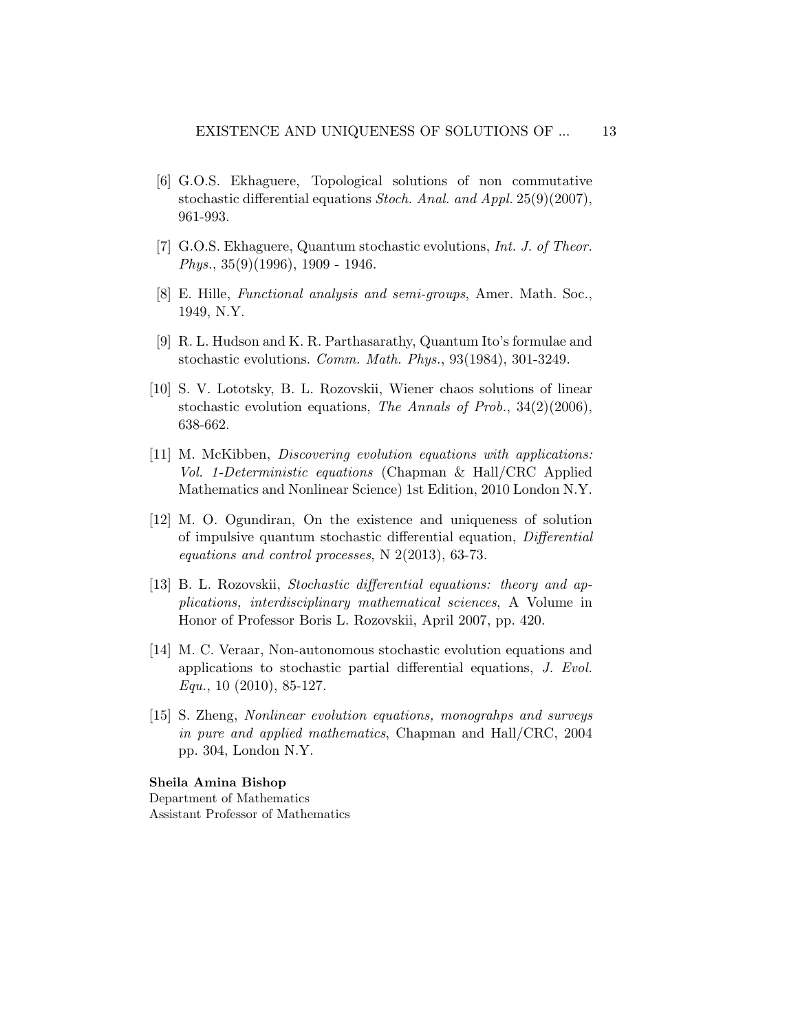[6] G.O.S. Ekhaguere, Topological solutions of non commutative stochastic differential equations *Stoch. Anal. and Appl.* 25(9)(2007), 961-993.

[7] G.O.S. Ekhaguere, Quantum stochastic evolutions, *Int. J. of Theor. Phys.*, 35(9)(1996), 1909 - 1946.

[8] E. Hille, *Functional analysis and semi-groups*, Amer. Math. Soc., 1949, N.Y.

[9] R. L. Hudson and K. R. Parthasarathy, Quantum Ito's formulae and stochastic evolutions. *Comm. Math. Phys.*, 93(1984), 301-3249.

[10] S. V. Lototsky, B. L. Rozovskii, Wiener chaos solutions of linear stochastic evolution equations, *The Annals of Prob.*, 34(2)(2006), 638-662.

[11] M. McKibben, *Discovering evolution equations with applications: Vol. 1-Deterministic equations* (Chapman & Hall/CRC Applied Mathematics and Nonlinear Science) 1st Edition, 2010 London N.Y.

[12] M. O. Ogundiran, On the existence and uniqueness of solution of impulsive quantum stochastic differential equation, *Differential equations and control processes*, N 2(2013), 63-73.

[13] B. L. Rozovskii, *Stochastic differential equations: theory and applications, interdisciplinary mathematical sciences*, A Volume in Honor of Professor Boris L. Rozovskii, April 2007, pp. 420.

[14] M. C. Veraar, Non-autonomous stochastic evolution equations and applications to stochastic partial differential equations, *J. Evol. Equ.*, 10 (2010), 85-127.

[15] S. Zheng, *Nonlinear evolution equations, monograhps and surveys in pure and applied mathematics*, Chapman and Hall/CRC, 2004 pp. 304, London N.Y.

**Sheila Amina Bishop**
Department of Mathematics
Assistant Professor of Mathematics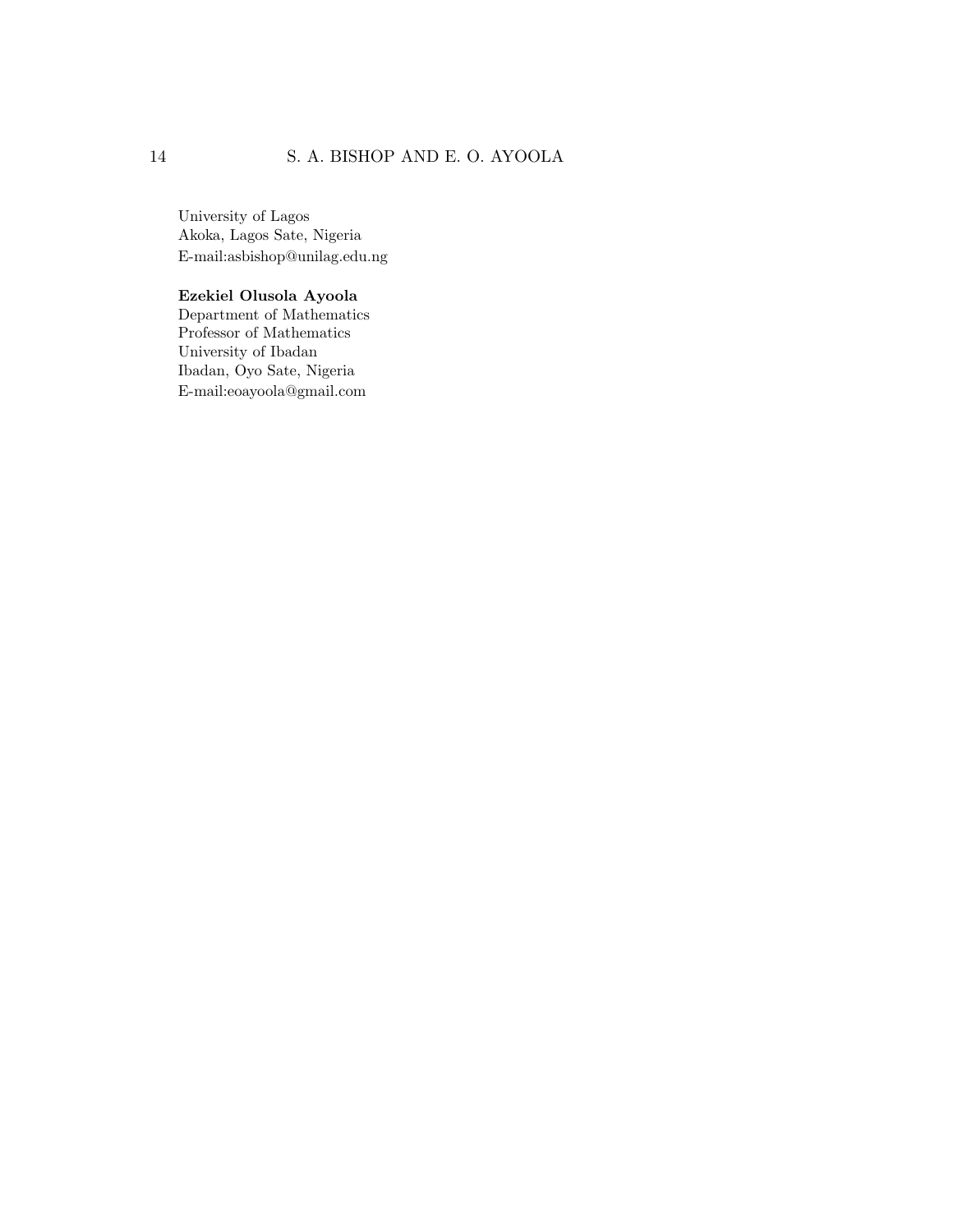University of Lagos
Akoka, Lagos Sate, Nigeria
E-mail:asbishop@unilag.edu.ng

**Ezekiel Olusola Ayoola**
Department of Mathematics
Professor of Mathematics
University of Ibadan
Ibadan, Oyo Sate, Nigeria
E-mail:eoayoola@gmail.com